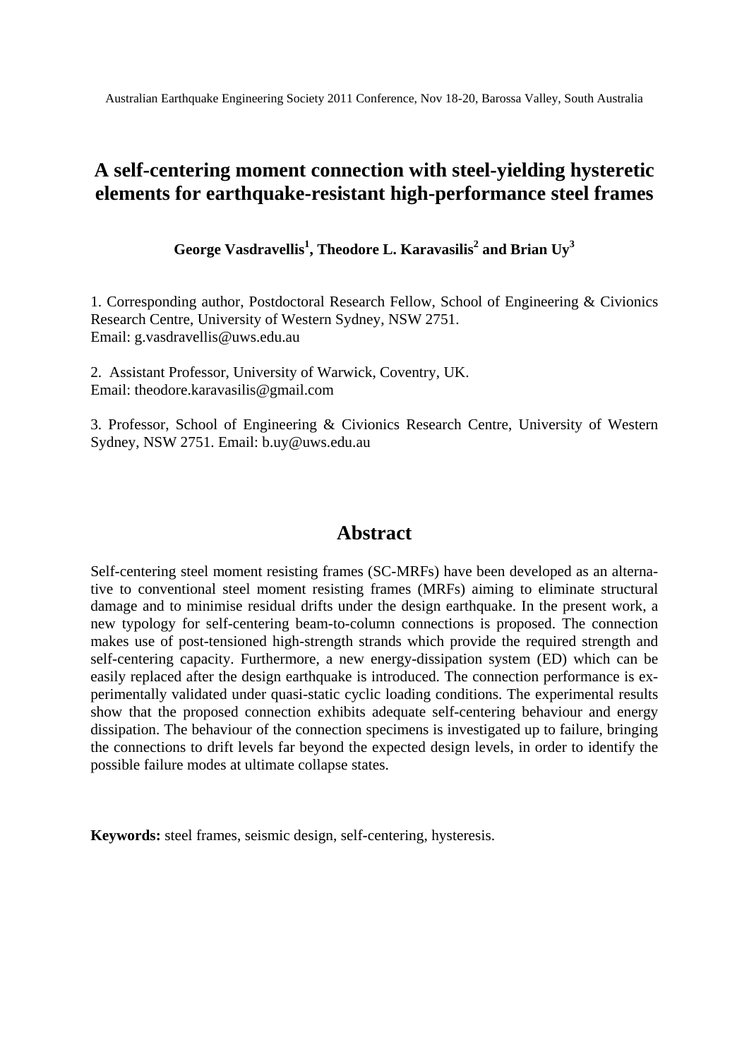# A self-centering moment connection with steel-yielding hysteretic elements for earthquake-resistant high-performance steel frames

**George Vasdravellis[1], Theodore L. Karavasilis[2] and Brian Uy[3]**

1. Corresponding author, Postdoctoral Research Fellow, School of Engineering & Civionics Research Centre, University of Western Sydney, NSW 2751.
Email: g.vasdravellis@uws.edu.au

2. Assistant Professor, University of Warwick, Coventry, UK.
Email: theodore.karavasilis@gmail.com

3. Professor, School of Engineering & Civionics Research Centre, University of Western Sydney, NSW 2751. Email: b.uy@uws.edu.au

## Abstract

Self-centering steel moment resisting frames (SC-MRFs) have been developed as an alternative to conventional steel moment resisting frames (MRFs) aiming to eliminate structural damage and to minimise residual drifts under the design earthquake. In the present work, a new typology for self-centering beam-to-column connections is proposed. The connection makes use of post-tensioned high-strength strands which provide the required strength and self-centering capacity. Furthermore, a new energy-dissipation system (ED) which can be easily replaced after the design earthquake is introduced. The connection performance is experimentally validated under quasi-static cyclic loading conditions. The experimental results show that the proposed connection exhibits adequate self-centering behaviour and energy dissipation. The behaviour of the connection specimens is investigated up to failure, bringing the connections to drift levels far beyond the expected design levels, in order to identify the possible failure modes at ultimate collapse states.

**Keywords:** steel frames, seismic design, self-centering, hysteresis.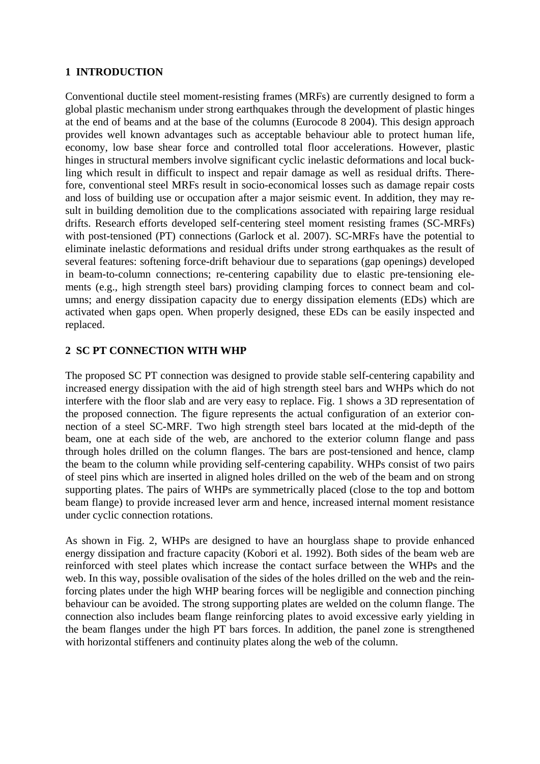## 1 INTRODUCTION

Conventional ductile steel moment-resisting frames (MRFs) are currently designed to form a global plastic mechanism under strong earthquakes through the development of plastic hinges at the end of beams and at the base of the columns (Eurocode 8 2004). This design approach provides well known advantages such as acceptable behaviour able to protect human life, economy, low base shear force and controlled total floor accelerations. However, plastic hinges in structural members involve significant cyclic inelastic deformations and local buckling which result in difficult to inspect and repair damage as well as residual drifts. Therefore, conventional steel MRFs result in socio-economical losses such as damage repair costs and loss of building use or occupation after a major seismic event. In addition, they may result in building demolition due to the complications associated with repairing large residual drifts. Research efforts developed self-centering steel moment resisting frames (SC-MRFs) with post-tensioned (PT) connections (Garlock et al. 2007). SC-MRFs have the potential to eliminate inelastic deformations and residual drifts under strong earthquakes as the result of several features: softening force-drift behaviour due to separations (gap openings) developed in beam-to-column connections; re-centering capability due to elastic pre-tensioning elements (e.g., high strength steel bars) providing clamping forces to connect beam and columns; and energy dissipation capacity due to energy dissipation elements (EDs) which are activated when gaps open. When properly designed, these EDs can be easily inspected and replaced.

## 2 SC PT CONNECTION WITH WHP

The proposed SC PT connection was designed to provide stable self-centering capability and increased energy dissipation with the aid of high strength steel bars and WHPs which do not interfere with the floor slab and are very easy to replace. Fig. 1 shows a 3D representation of the proposed connection. The figure represents the actual configuration of an exterior connection of a steel SC-MRF. Two high strength steel bars located at the mid-depth of the beam, one at each side of the web, are anchored to the exterior column flange and pass through holes drilled on the column flanges. The bars are post-tensioned and hence, clamp the beam to the column while providing self-centering capability. WHPs consist of two pairs of steel pins which are inserted in aligned holes drilled on the web of the beam and on strong supporting plates. The pairs of WHPs are symmetrically placed (close to the top and bottom beam flange) to provide increased lever arm and hence, increased internal moment resistance under cyclic connection rotations.

As shown in Fig. 2, WHPs are designed to have an hourglass shape to provide enhanced energy dissipation and fracture capacity (Kobori et al. 1992). Both sides of the beam web are reinforced with steel plates which increase the contact surface between the WHPs and the web. In this way, possible ovalisation of the sides of the holes drilled on the web and the reinforcing plates under the high WHP bearing forces will be negligible and connection pinching behaviour can be avoided. The strong supporting plates are welded on the column flange. The connection also includes beam flange reinforcing plates to avoid excessive early yielding in the beam flanges under the high PT bars forces. In addition, the panel zone is strengthened with horizontal stiffeners and continuity plates along the web of the column.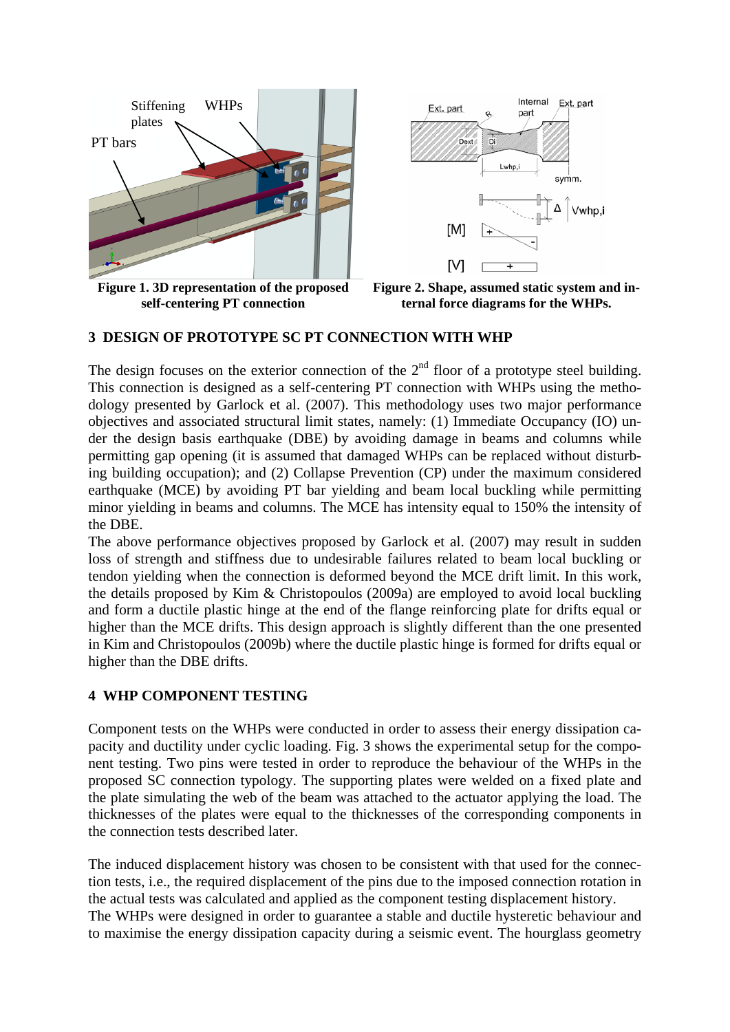Figure 1. 3D representation of the proposed self-centering PT connection

Figure 2. Shape, assumed static system and internal force diagrams for the WHPs.

## 3 DESIGN OF PROTOTYPE SC PT CONNECTION WITH WHP

The design focuses on the exterior connection of the 2nd floor of a prototype steel building. This connection is designed as a self-centering PT connection with WHPs using the methodology presented by Garlock et al. (2007). This methodology uses two major performance objectives and associated structural limit states, namely: (1) Immediate Occupancy (IO) under the design basis earthquake (DBE) by avoiding damage in beams and columns while permitting gap opening (it is assumed that damaged WHPs can be replaced without disturbing building occupation); and (2) Collapse Prevention (CP) under the maximum considered earthquake (MCE) by avoiding PT bar yielding and beam local buckling while permitting minor yielding in beams and columns. The MCE has intensity equal to 150% the intensity of the DBE.

The above performance objectives proposed by Garlock et al. (2007) may result in sudden loss of strength and stiffness due to undesirable failures related to beam local buckling or tendon yielding when the connection is deformed beyond the MCE drift limit. In this work, the details proposed by Kim & Christopoulos (2009a) are employed to avoid local buckling and form a ductile plastic hinge at the end of the flange reinforcing plate for drifts equal or higher than the MCE drifts. This design approach is slightly different than the one presented in Kim and Christopoulos (2009b) where the ductile plastic hinge is formed for drifts equal or higher than the DBE drifts.

## 4 WHP COMPONENT TESTING

Component tests on the WHPs were conducted in order to assess their energy dissipation capacity and ductility under cyclic loading. Fig. 3 shows the experimental setup for the component testing. Two pins were tested in order to reproduce the behaviour of the WHPs in the proposed SC connection typology. The supporting plates were welded on a fixed plate and the plate simulating the web of the beam was attached to the actuator applying the load. The thicknesses of the plates were equal to the thicknesses of the corresponding components in the connection tests described later.

The induced displacement history was chosen to be consistent with that used for the connection tests, i.e., the required displacement of the pins due to the imposed connection rotation in the actual tests was calculated and applied as the component testing displacement history.

The WHPs were designed in order to guarantee a stable and ductile hysteretic behaviour and to maximise the energy dissipation capacity during a seismic event. The hourglass geometry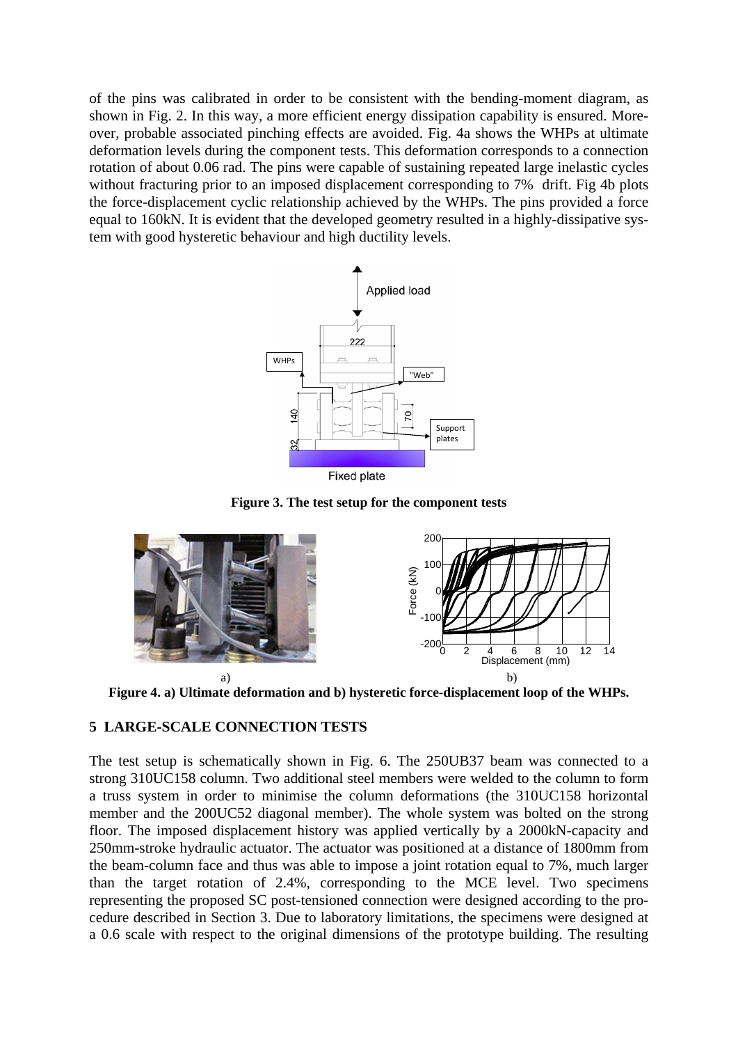of the pins was calibrated in order to be consistent with the bending-moment diagram, as shown in Fig. 2. In this way, a more efficient energy dissipation capability is ensured. Moreover, probable associated pinching effects are avoided. Fig. 4a shows the WHPs at ultimate deformation levels during the component tests. This deformation corresponds to a connection rotation of about 0.06 rad. The pins were capable of sustaining repeated large inelastic cycles without fracturing prior to an imposed displacement corresponding to 7% drift. Fig 4b plots the force-displacement cyclic relationship achieved by the WHPs. The pins provided a force equal to 160kN. It is evident that the developed geometry resulted in a highly-dissipative system with good hysteretic behaviour and high ductility levels.

**Figure 3. The test setup for the component tests**

a) b)

**Figure 4. a) Ultimate deformation and b) hysteretic force-displacement loop of the WHPs.**

## 5 LARGE-SCALE CONNECTION TESTS

The test setup is schematically shown in Fig. 6. The 250UB37 beam was connected to a strong 310UC158 column. Two additional steel members were welded to the column to form a truss system in order to minimise the column deformations (the 310UC158 horizontal member and the 200UC52 diagonal member). The whole system was bolted on the strong floor. The imposed displacement history was applied vertically by a 2000kN-capacity and 250mm-stroke hydraulic actuator. The actuator was positioned at a distance of 1800mm from the beam-column face and thus was able to impose a joint rotation equal to 7%, much larger than the target rotation of 2.4%, corresponding to the MCE level. Two specimens representing the proposed SC post-tensioned connection were designed according to the procedure described in Section 3. Due to laboratory limitations, the specimens were designed at a 0.6 scale with respect to the original dimensions of the prototype building. The resulting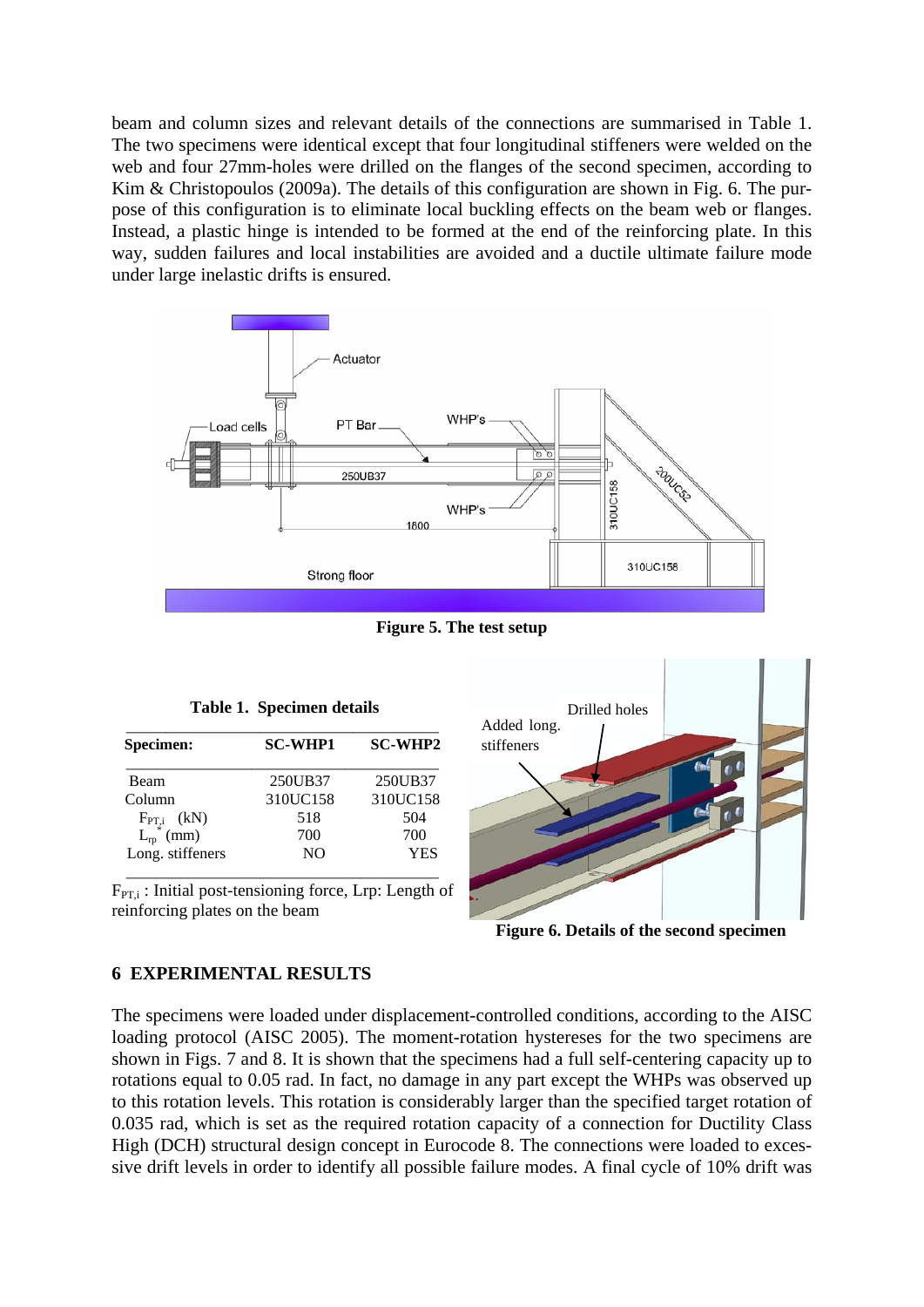beam and column sizes and relevant details of the connections are summarised in Table 1. The two specimens were identical except that four longitudinal stiffeners were welded on the web and four 27mm-holes were drilled on the flanges of the second specimen, according to Kim & Christopoulos (2009a). The details of this configuration are shown in Fig. 6. The purpose of this configuration is to eliminate local buckling effects on the beam web or flanges. Instead, a plastic hinge is intended to be formed at the end of the reinforcing plate. In this way, sudden failures and local instabilities are avoided and a ductile ultimate failure mode under large inelastic drifts is ensured.

**Figure 5. The test setup**

**Table 1. Specimen details**

| Specimen: | SC-WHP1 | SC-WHP2 |
|---|---|---|
| Beam | 250UB37 | 250UB37 |
| Column | 310UC158 | 310UC158 |
| $F_{PT,i}$ (kN) | 518 | 504 |
| $L_{rp}^{*}$ (mm) | 700 | 700 |
| Long. stiffeners | NO | YES |

$F_{PT,i}$ : Initial post-tensioning force, Lrp: Length of reinforcing plates on the beam

**Figure 6. Details of the second specimen**

## 6 EXPERIMENTAL RESULTS

The specimens were loaded under displacement-controlled conditions, according to the AISC loading protocol (AISC 2005). The moment-rotation hystereses for the two specimens are shown in Figs. 7 and 8. It is shown that the specimens had a full self-centering capacity up to rotations equal to 0.05 rad. In fact, no damage in any part except the WHPs was observed up to this rotation levels. This rotation is considerably larger than the specified target rotation of 0.035 rad, which is set as the required rotation capacity of a connection for Ductility Class High (DCH) structural design concept in Eurocode 8. The connections were loaded to excessive drift levels in order to identify all possible failure modes. A final cycle of 10% drift was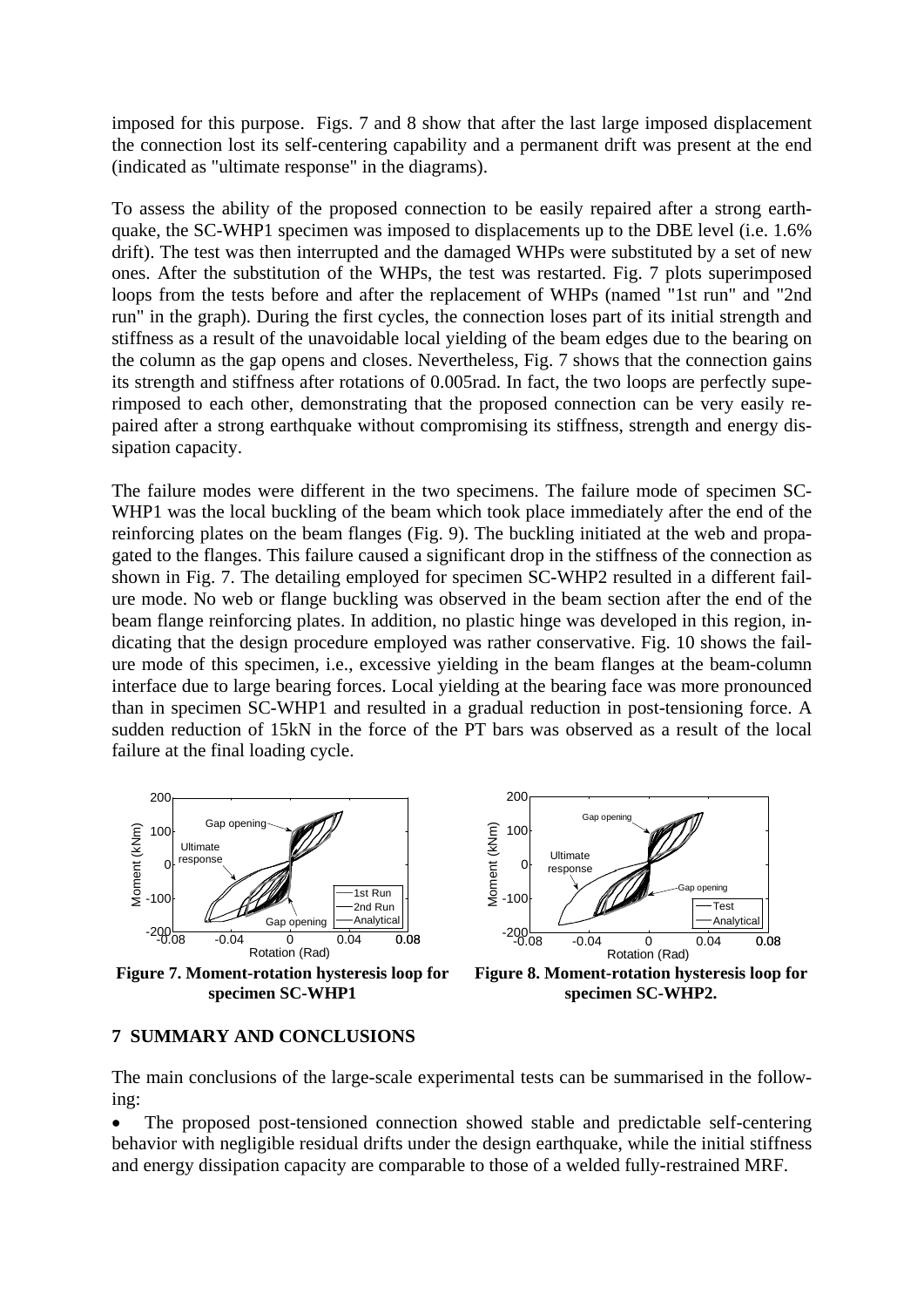imposed for this purpose. Figs. 7 and 8 show that after the last large imposed displacement the connection lost its self-centering capability and a permanent drift was present at the end (indicated as "ultimate response" in the diagrams).

To assess the ability of the proposed connection to be easily repaired after a strong earthquake, the SC-WHP1 specimen was imposed to displacements up to the DBE level (i.e. 1.6% drift). The test was then interrupted and the damaged WHPs were substituted by a set of new ones. After the substitution of the WHPs, the test was restarted. Fig. 7 plots superimposed loops from the tests before and after the replacement of WHPs (named "1st run" and "2nd run" in the graph). During the first cycles, the connection loses part of its initial strength and stiffness as a result of the unavoidable local yielding of the beam edges due to the bearing on the column as the gap opens and closes. Nevertheless, Fig. 7 shows that the connection gains its strength and stiffness after rotations of 0.005rad. In fact, the two loops are perfectly superimposed to each other, demonstrating that the proposed connection can be very easily repaired after a strong earthquake without compromising its stiffness, strength and energy dissipation capacity.

The failure modes were different in the two specimens. The failure mode of specimen SC-WHP1 was the local buckling of the beam which took place immediately after the end of the reinforcing plates on the beam flanges (Fig. 9). The buckling initiated at the web and propagated to the flanges. This failure caused a significant drop in the stiffness of the connection as shown in Fig. 7. The detailing employed for specimen SC-WHP2 resulted in a different failure mode. No web or flange buckling was observed in the beam section after the end of the beam flange reinforcing plates. In addition, no plastic hinge was developed in this region, indicating that the design procedure employed was rather conservative. Fig. 10 shows the failure mode of this specimen, i.e., excessive yielding in the beam flanges at the beam-column interface due to large bearing forces. Local yielding at the bearing face was more pronounced than in specimen SC-WHP1 and resulted in a gradual reduction in post-tensioning force. A sudden reduction of 15kN in the force of the PT bars was observed as a result of the local failure at the final loading cycle.

**Figure 7. Moment-rotation hysteresis loop for specimen SC-WHP1**

**Figure 8. Moment-rotation hysteresis loop for specimen SC-WHP2.**

## 7 SUMMARY AND CONCLUSIONS

The main conclusions of the large-scale experimental tests can be summarised in the following:

- The proposed post-tensioned connection showed stable and predictable self-centering behavior with negligible residual drifts under the design earthquake, while the initial stiffness and energy dissipation capacity are comparable to those of a welded fully-restrained MRF.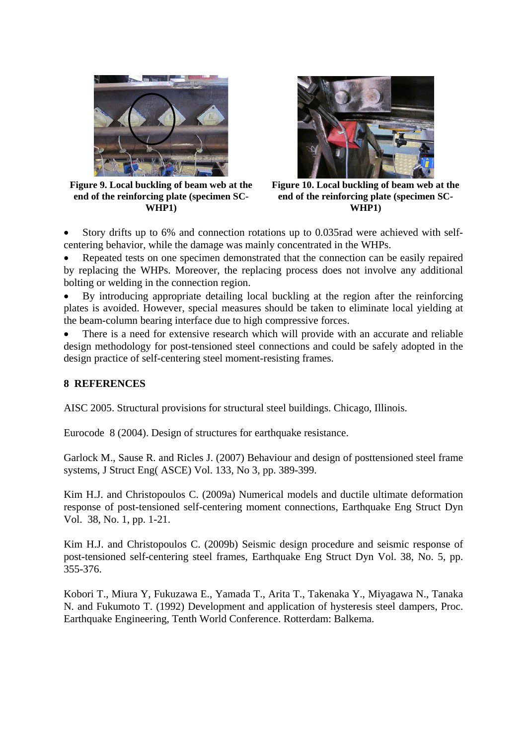**Figure 9. Local buckling of beam web at the end of the reinforcing plate (specimen SC-WHP1)**

**Figure 10. Local buckling of beam web at the end of the reinforcing plate (specimen SC-WHP1)**

- Story drifts up to 6% and connection rotations up to 0.035rad were achieved with self-centering behavior, while the damage was mainly concentrated in the WHPs.
- Repeated tests on one specimen demonstrated that the connection can be easily repaired by replacing the WHPs. Moreover, the replacing process does not involve any additional bolting or welding in the connection region.
- By introducing appropriate detailing local buckling at the region after the reinforcing plates is avoided. However, special measures should be taken to eliminate local yielding at the beam-column bearing interface due to high compressive forces.
- There is a need for extensive research which will provide with an accurate and reliable design methodology for post-tensioned steel connections and could be safely adopted in the design practice of self-centering steel moment-resisting frames.

## 8 REFERENCES

AISC 2005. Structural provisions for structural steel buildings. Chicago, Illinois.

Eurocode 8 (2004). Design of structures for earthquake resistance.

Garlock M., Sause R. and Ricles J. (2007) Behaviour and design of posttensioned steel frame systems, J Struct Eng( ASCE) Vol. 133, No 3, pp. 389-399.

Kim H.J. and Christopoulos C. (2009a) Numerical models and ductile ultimate deformation response of post-tensioned self-centering moment connections, Earthquake Eng Struct Dyn Vol. 38, No. 1, pp. 1-21.

Kim H.J. and Christopoulos C. (2009b) Seismic design procedure and seismic response of post-tensioned self-centering steel frames, Earthquake Eng Struct Dyn Vol. 38, No. 5, pp. 355-376.

Kobori T., Miura Y, Fukuzawa E., Yamada T., Arita T., Takenaka Y., Miyagawa N., Tanaka N. and Fukumoto T. (1992) Development and application of hysteresis steel dampers, Proc. Earthquake Engineering, Tenth World Conference. Rotterdam: Balkema.